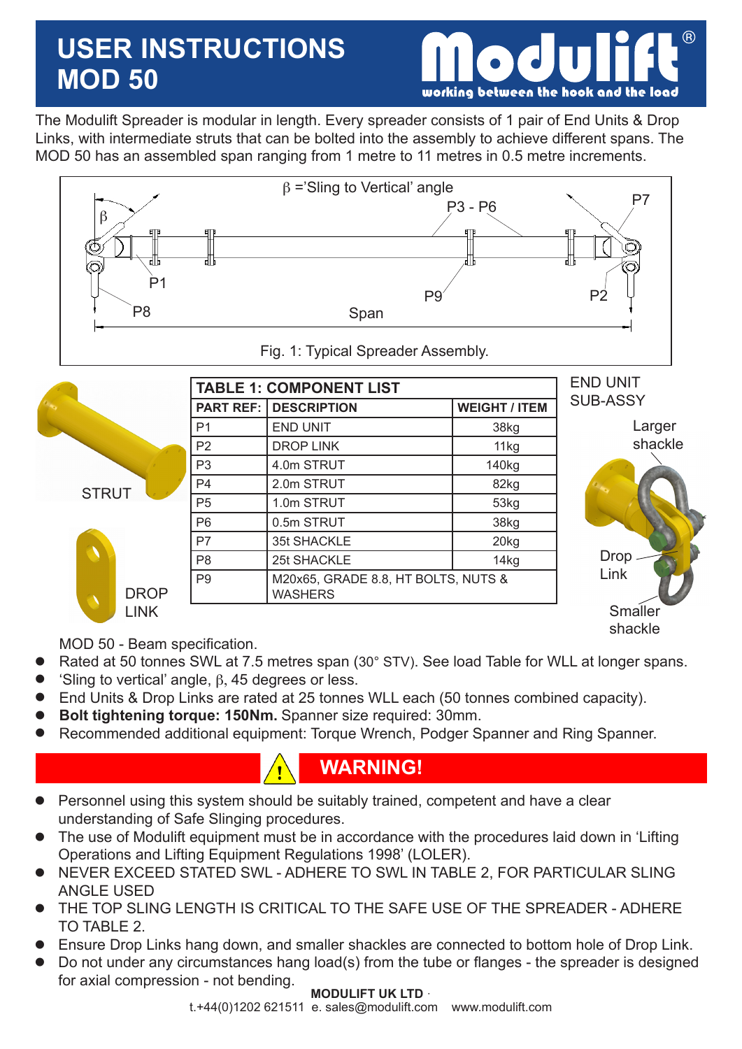# USER INSTRUCTIONS MOD 50

The Modulift Spreader is modular in length. Every spreader consists of 1 pair of End Units & Drop Links, with intermediate struts that can be bolted into the assembly to achieve different spans. The MOD 50 has an assembled span ranging from 1 metre to 11 metres in 0.5 metre increments.

β ='Sling to Vertical' angle

Fig. 1: Typical Spreader Assembly.

| TABLE 1: COMPONENT LIST | | |
|---|---|---|
| PART REF: | DESCRIPTION | WEIGHT / ITEM |
| P1 | END UNIT | 38kg |
| P2 | DROP LINK | 11kg |
| P3 | 4.0m STRUT | 140kg |
| P4 | 2.0m STRUT | 82kg |
| P5 | 1.0m STRUT | 53kg |
| P6 | 0.5m STRUT | 38kg |
| P7 | 35t SHACKLE | 20kg |
| P8 | 25t SHACKLE | 14kg |
| P9 | M20x65, GRADE 8.8, HT BOLTS, NUTS & WASHERS | |

STRUT

DROP LINK

END UNIT SUB-ASSY: Larger shackle, Drop Link, Smaller shackle

MOD 50 - Beam specification.

- Rated at 50 tonnes SWL at 7.5 metres span (30° STV). See load Table for WLL at longer spans.
- 'Sling to vertical' angle, β, 45 degrees or less.
- End Units & Drop Links are rated at 25 tonnes WLL each (50 tonnes combined capacity).
- **Bolt tightening torque: 150Nm.** Spanner size required: 30mm.
- Recommended additional equipment: Torque Wrench, Podger Spanner and Ring Spanner.

## WARNING!

- Personnel using this system should be suitably trained, competent and have a clear understanding of Safe Slinging procedures.
- The use of Modulift equipment must be in accordance with the procedures laid down in 'Lifting Operations and Lifting Equipment Regulations 1998' (LOLER).
- NEVER EXCEED STATED SWL - ADHERE TO SWL IN TABLE 2, FOR PARTICULAR SLING ANGLE USED
- THE TOP SLING LENGTH IS CRITICAL TO THE SAFE USE OF THE SPREADER - ADHERE TO TABLE 2.
- Ensure Drop Links hang down, and smaller shackles are connected to bottom hole of Drop Link.
- Do not under any circumstances hang load(s) from the tube or flanges - the spreader is designed for axial compression - not bending.

**MODULIFT UK LTD**
t.+44(0)1202 621511 e. sales@modulift.com www.modulift.com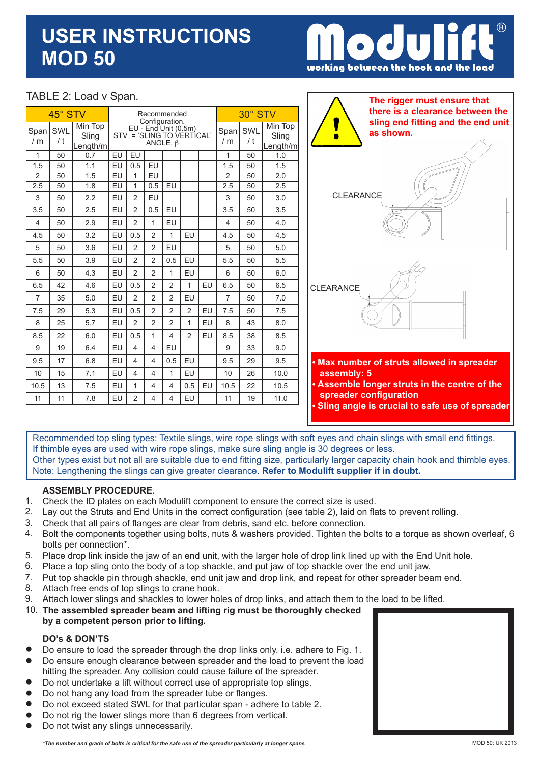# USER INSTRUCTIONS MOD 50

Modulift®
working between the hook and the load

TABLE 2: Load v Span.

| 45° STV | | | Recommended Configuration. EU - End Unit (0.5m) STV = 'SLING TO VERTICAL' ANGLE, β | | | | | | 30° STV | | |
|---|---|---|---|---|---|---|---|---|---|---|---|
| Span / m | SWL / t | Min Top Sling Length/m | | | | | | | Span / m | SWL / t | Min Top Sling Length/m |
| 1 | 50 | 0.7 | EU | EU | | | | | 1 | 50 | 1.0 |
| 1.5 | 50 | 1.1 | EU | 0.5 | EU | | | | 1.5 | 50 | 1.5 |
| 2 | 50 | 1.5 | EU | 1 | EU | | | | 2 | 50 | 2.0 |
| 2.5 | 50 | 1.8 | EU | 1 | 0.5 | EU | | | 2.5 | 50 | 2.5 |
| 3 | 50 | 2.2 | EU | 2 | EU | | | | 3 | 50 | 3.0 |
| 3.5 | 50 | 2.5 | EU | 2 | 0.5 | EU | | | 3.5 | 50 | 3.5 |
| 4 | 50 | 2.9 | EU | 2 | 1 | EU | | | 4 | 50 | 4.0 |
| 4.5 | 50 | 3.2 | EU | 0.5 | 2 | 1 | EU | | 4.5 | 50 | 4.5 |
| 5 | 50 | 3.6 | EU | 2 | 2 | EU | | | 5 | 50 | 5.0 |
| 5.5 | 50 | 3.9 | EU | 2 | 2 | 0.5 | EU | | 5.5 | 50 | 5.5 |
| 6 | 50 | 4.3 | EU | 2 | 2 | 1 | EU | | 6 | 50 | 6.0 |
| 6.5 | 42 | 4.6 | EU | 0.5 | 2 | 2 | 1 | EU | 6.5 | 50 | 6.5 |
| 7 | 35 | 5.0 | EU | 2 | 2 | 2 | EU | | 7 | 50 | 7.0 |
| 7.5 | 29 | 5.3 | EU | 0.5 | 2 | 2 | 2 | EU | 7.5 | 50 | 7.5 |
| 8 | 25 | 5.7 | EU | 2 | 2 | 2 | 1 | EU | 8 | 43 | 8.0 |
| 8.5 | 22 | 6.0 | EU | 0.5 | 1 | 4 | 2 | EU | 8.5 | 38 | 8.5 |
| 9 | 19 | 6.4 | EU | 4 | 4 | EU | | | 9 | 33 | 9.0 |
| 9.5 | 17 | 6.8 | EU | 4 | 4 | 0.5 | EU | | 9.5 | 29 | 9.5 |
| 10 | 15 | 7.1 | EU | 4 | 4 | 1 | EU | | 10 | 26 | 10.0 |
| 10.5 | 13 | 7.5 | EU | 1 | 4 | 4 | 0.5 | EU | 10.5 | 22 | 10.5 |
| 11 | 11 | 7.8 | EU | 2 | 4 | 4 | EU | | 11 | 19 | 11.0 |

**The rigger must ensure that there is a clearance between the sling end fitting and the end unit as shown.**

CLEARANCE

CLEARANCE

- **Max number of struts allowed in spreader assembly: 5**
- **Assemble longer struts in the centre of the spreader configuration**
- **Sling angle is crucial to safe use of spreader**

Recommended top sling types: Textile slings, wire rope slings with soft eyes and chain slings with small end fittings. If thimble eyes are used with wire rope slings, make sure sling angle is 30 degrees or less.
Other types exist but not all are suitable due to end fitting size, particularly larger capacity chain hook and thimble eyes.
Note: Lengthening the slings can give greater clearance. **Refer to Modulift supplier if in doubt.**

### ASSEMBLY PROCEDURE.

1. Check the ID plates on each Modulift component to ensure the correct size is used.
2. Lay out the Struts and End Units in the correct configuration (see table 2), laid on flats to prevent rolling.
3. Check that all pairs of flanges are clear from debris, sand etc. before connection.
4. Bolt the components together using bolts, nuts & washers provided. Tighten the bolts to a torque as shown overleaf, 6 bolts per connection*.
5. Place drop link inside the jaw of an end unit, with the larger hole of drop link lined up with the End Unit hole.
6. Place a top sling onto the body of a top shackle, and put jaw of top shackle over the end unit jaw.
7. Put top shackle pin through shackle, end unit jaw and drop link, and repeat for other spreader beam end.
8. Attach free ends of top slings to crane hook.
9. Attach lower slings and shackles to lower holes of drop links, and attach them to the load to be lifted.
10. **The assembled spreader beam and lifting rig must be thoroughly checked by a competent person prior to lifting.**

### DO's & DON'TS

- Do ensure to load the spreader through the drop links only. i.e. adhere to Fig. 1.
- Do ensure enough clearance between spreader and the load to prevent the load hitting the spreader. Any collision could cause failure of the spreader.
- Do not undertake a lift without correct use of appropriate top slings.
- Do not hang any load from the spreader tube or flanges.
- Do not exceed stated SWL for that particular span - adhere to table 2.
- Do not rig the lower slings more than 6 degrees from vertical.
- Do not twist any slings unnecessarily.

*\*The number and grade of bolts is critical for the safe use of the spreader particularly at longer spans*

MOD 50: UK 2013